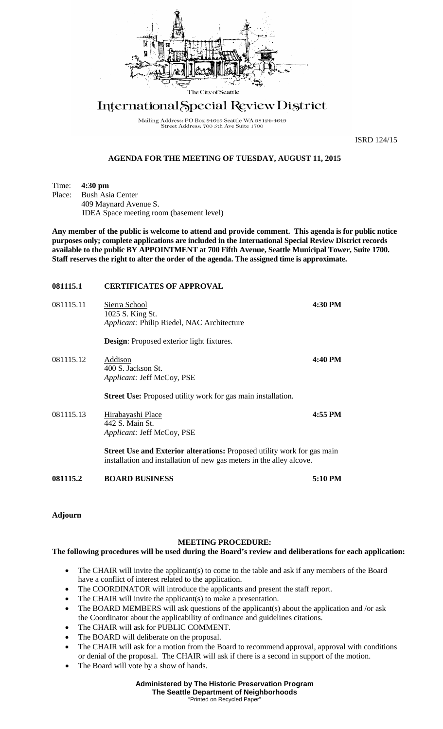The City of Seattle

# International Special Review District

Mailing Address: PO Box 94649 Seattle WA 98124-4649
Street Address: 700 5th Ave Suite 1700

ISRD 124/15

## AGENDA FOR THE MEETING OF TUESDAY, AUGUST 11, 2015

Time: **4:30 pm**
Place: Bush Asia Center
409 Maynard Avenue S.
IDEA Space meeting room (basement level)

**Any member of the public is welcome to attend and provide comment. This agenda is for public notice purposes only; complete applications are included in the International Special Review District records available to the public BY APPOINTMENT at 700 Fifth Avenue, Seattle Municipal Tower, Suite 1700. Staff reserves the right to alter the order of the agenda. The assigned time is approximate.**

**081115.1 CERTIFICATES OF APPROVAL**

081115.11 Sierra School — **4:30 PM**
1025 S. King St.
*Applicant:* Philip Riedel, NAC Architecture

**Design**: Proposed exterior light fixtures.

081115.12 Addison — **4:40 PM**
400 S. Jackson St.
*Applicant:* Jeff McCoy, PSE

**Street Use:** Proposed utility work for gas main installation.

081115.13 Hirabayashi Place — **4:55 PM**
442 S. Main St.
*Applicant:* Jeff McCoy, PSE

**Street Use and Exterior alterations:** Proposed utility work for gas main installation and installation of new gas meters in the alley alcove.

**081115.2 BOARD BUSINESS — 5:10 PM**

**Adjourn**

### MEETING PROCEDURE:

**The following procedures will be used during the Board's review and deliberations for each application:**

- The CHAIR will invite the applicant(s) to come to the table and ask if any members of the Board have a conflict of interest related to the application.
- The COORDINATOR will introduce the applicants and present the staff report.
- The CHAIR will invite the applicant(s) to make a presentation.
- The BOARD MEMBERS will ask questions of the applicant(s) about the application and /or ask the Coordinator about the applicability of ordinance and guidelines citations.
- The CHAIR will ask for PUBLIC COMMENT.
- The BOARD will deliberate on the proposal.
- The CHAIR will ask for a motion from the Board to recommend approval, approval with conditions or denial of the proposal. The CHAIR will ask if there is a second in support of the motion.
- The Board will vote by a show of hands.

**Administered by The Historic Preservation Program**
**The Seattle Department of Neighborhoods**
"Printed on Recycled Paper"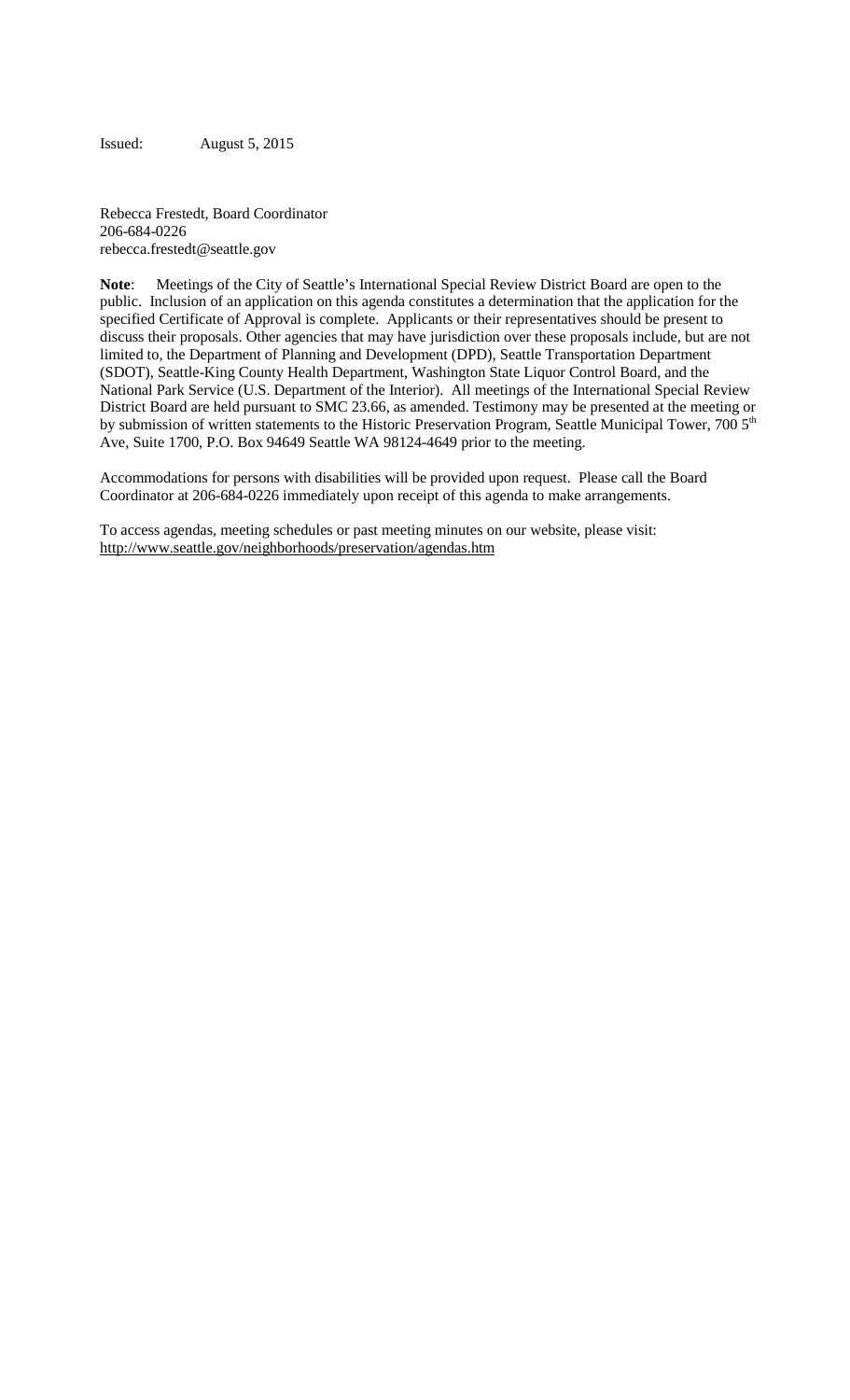Issued: August 5, 2015

Rebecca Frestedt, Board Coordinator
206-684-0226
rebecca.frestedt@seattle.gov

**Note**: Meetings of the City of Seattle's International Special Review District Board are open to the public. Inclusion of an application on this agenda constitutes a determination that the application for the specified Certificate of Approval is complete. Applicants or their representatives should be present to discuss their proposals. Other agencies that may have jurisdiction over these proposals include, but are not limited to, the Department of Planning and Development (DPD), Seattle Transportation Department (SDOT), Seattle-King County Health Department, Washington State Liquor Control Board, and the National Park Service (U.S. Department of the Interior). All meetings of the International Special Review District Board are held pursuant to SMC 23.66, as amended. Testimony may be presented at the meeting or by submission of written statements to the Historic Preservation Program, Seattle Municipal Tower, 700 5th Ave, Suite 1700, P.O. Box 94649 Seattle WA 98124-4649 prior to the meeting.

Accommodations for persons with disabilities will be provided upon request. Please call the Board Coordinator at 206-684-0226 immediately upon receipt of this agenda to make arrangements.

To access agendas, meeting schedules or past meeting minutes on our website, please visit:
http://www.seattle.gov/neighborhoods/preservation/agendas.htm